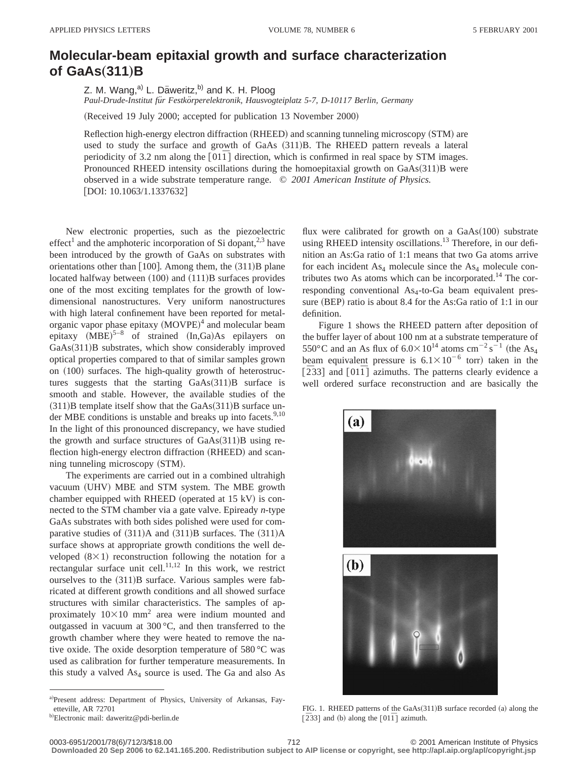# Molecular-beam epitaxial growth and surface characterization of GaAs(311)B

Z. M. Wang,[a] L. Däweritz,[b] and K. H. Ploog

*Paul-Drude-Institut für Festkörperelektronik, Hausvogteiplatz 5-7, D-10117 Berlin, Germany*

(Received 19 July 2000; accepted for publication 13 November 2000)

Reflection high-energy electron diffraction (RHEED) and scanning tunneling microscopy (STM) are used to study the surface and growth of GaAs (311)B. The RHEED pattern reveals a lateral periodicity of 3.2 nm along the $[01\bar{1}]$ direction, which is confirmed in real space by STM images. Pronounced RHEED intensity oscillations during the homoepitaxial growth on GaAs(311)B were observed in a wide substrate temperature range. © *2001 American Institute of Physics.* [DOI: 10.1063/1.1337632]

New electronic properties, such as the piezoelectric effect[1] and the amphoteric incorporation of Si dopant,[2,3] have been introduced by the growth of GaAs on substrates with orientations other than [100]. Among them, the (311)B plane located halfway between (100) and (111)B surfaces provides one of the most exciting templates for the growth of low-dimensional nanostructures. Very uniform nanostructures with high lateral confinement have been reported for metal-organic vapor phase epitaxy (MOVPE)[4] and molecular beam epitaxy (MBE)[5–8] of strained (In,Ga)As epilayers on GaAs(311)B substrates, which show considerably improved optical properties compared to that of similar samples grown on (100) surfaces. The high-quality growth of heterostructures suggests that the starting GaAs(311)B surface is smooth and stable. However, the available studies of the (311)B template itself show that the GaAs(311)B surface under MBE conditions is unstable and breaks up into facets.[9,10] In the light of this pronounced discrepancy, we have studied the growth and surface structures of GaAs(311)B using reflection high-energy electron diffraction (RHEED) and scanning tunneling microscopy (STM).

The experiments are carried out in a combined ultrahigh vacuum (UHV) MBE and STM system. The MBE growth chamber equipped with RHEED (operated at 15 kV) is connected to the STM chamber via a gate valve. Epiready *n*-type GaAs substrates with both sides polished were used for comparative studies of (311)A and (311)B surfaces. The (311)A surface shows at appropriate growth conditions the well developed $(8\times1)$ reconstruction following the notation for a rectangular surface unit cell.[11,12] In this work, we restrict ourselves to the (311)B surface. Various samples were fabricated at different growth conditions and all showed surface structures with similar characteristics. The samples of approximately $10\times10$ mm$^2$ area were indium mounted and outgassed in vacuum at 300 °C, and then transferred to the growth chamber where they were heated to remove the native oxide. The oxide desorption temperature of 580 °C was used as calibration for further temperature measurements. In this study a valved $As_4$ source is used. The Ga and also As flux were calibrated for growth on a GaAs(100) substrate using RHEED intensity oscillations.[13] Therefore, in our definition an As:Ga ratio of 1:1 means that two Ga atoms arrive for each incident $As_4$ molecule since the $As_4$ molecule contributes two As atoms which can be incorporated.[14] The corresponding conventional $As_4$-to-Ga beam equivalent pressure (BEP) ratio is about 8.4 for the As:Ga ratio of 1:1 in our definition.

Figure 1 shows the RHEED pattern after deposition of the buffer layer of about 100 nm at a substrate temperature of 550 °C and an As flux of $6.0\times10^{14}$ atoms cm$^{-2}$ s$^{-1}$ (the $As_4$ beam equivalent pressure is $6.1\times10^{-6}$ torr) taken in the $[\bar{2}33]$ and $[01\bar{1}]$ azimuths. The patterns clearly evidence a well ordered surface reconstruction and are basically the

FIG. 1. RHEED patterns of the GaAs(311)B surface recorded (a) along the $[\bar{2}33]$ and (b) along the $[01\bar{1}]$ azimuth.

[a]Present address: Department of Physics, University of Arkansas, Fayetteville, AR 72701

[b]Electronic mail: daweritz@pdi-berlin.de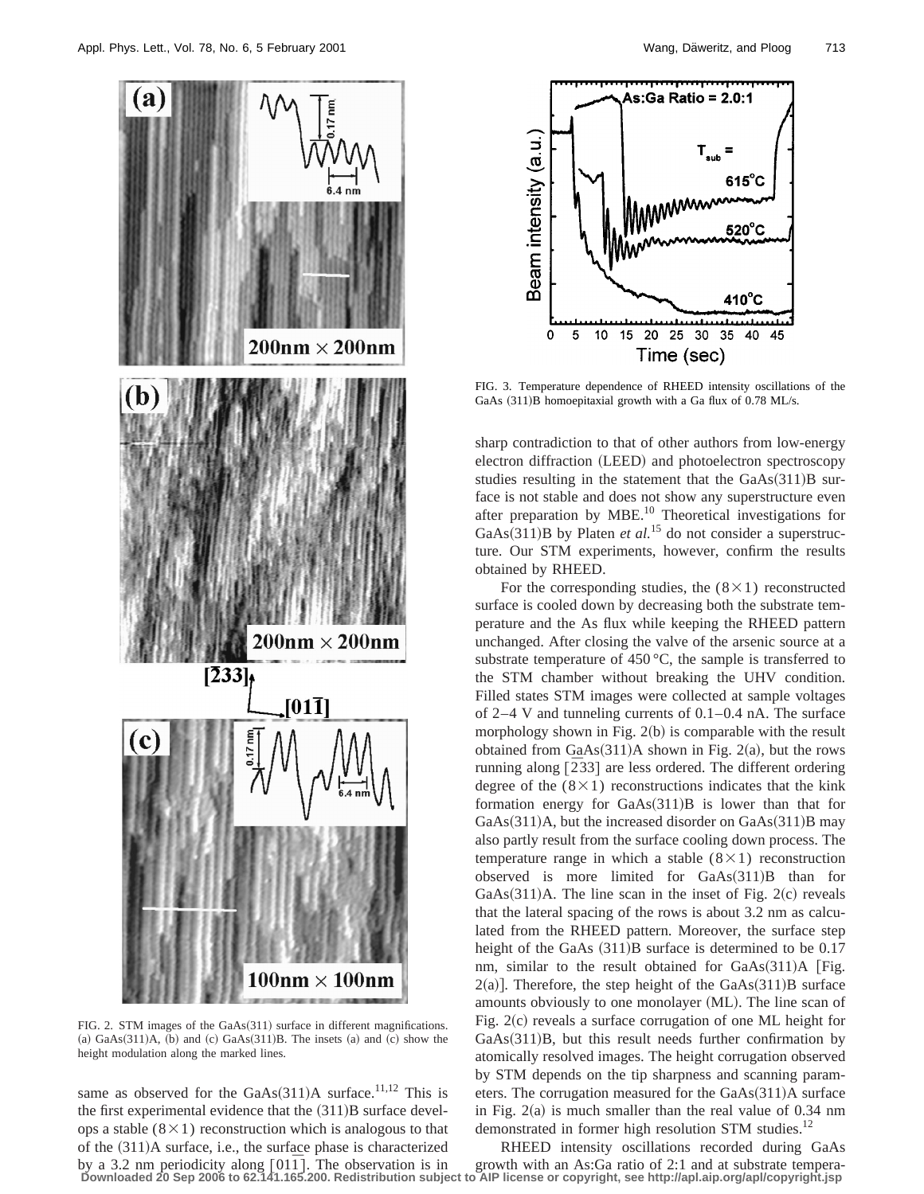FIG. 2. STM images of the GaAs(311) surface in different magnifications. (a) GaAs(311)A, (b) and (c) GaAs(311)B. The insets (a) and (c) show the height modulation along the marked lines.

same as observed for the GaAs(311)A surface.[11,12] This is the first experimental evidence that the (311)B surface develops a stable $(8\times1)$ reconstruction which is analogous to that of the (311)A surface, i.e., the surface phase is characterized by a 3.2 nm periodicity along $[01\bar{1}]$. The observation is in sharp contradiction to that of other authors from low-energy electron diffraction (LEED) and photoelectron spectroscopy studies resulting in the statement that the GaAs(311)B surface is not stable and does not show any superstructure even after preparation by MBE.[10] Theoretical investigations for GaAs(311)B by Platen *et al.*[15] do not consider a superstructure. Our STM experiments, however, confirm the results obtained by RHEED.

FIG. 3. Temperature dependence of RHEED intensity oscillations of the GaAs (311)B homoepitaxial growth with a Ga flux of 0.78 ML/s.

For the corresponding studies, the $(8\times1)$ reconstructed surface is cooled down by decreasing both the substrate temperature and the As flux while keeping the RHEED pattern unchanged. After closing the valve of the arsenic source at a substrate temperature of 450 °C, the sample is transferred to the STM chamber without breaking the UHV condition. Filled states STM images were collected at sample voltages of 2–4 V and tunneling currents of 0.1–0.4 nA. The surface morphology shown in Fig. 2(b) is comparable with the result obtained from GaAs(311)A shown in Fig. 2(a), but the rows running along $[\bar{2}33]$ are less ordered. The different ordering degree of the $(8\times1)$ reconstructions indicates that the kink formation energy for GaAs(311)B is lower than that for GaAs(311)A, but the increased disorder on GaAs(311)B may also partly result from the surface cooling down process. The temperature range in which a stable $(8\times1)$ reconstruction observed is more limited for GaAs(311)B than for GaAs(311)A. The line scan in the inset of Fig. 2(c) reveals that the lateral spacing of the rows is about 3.2 nm as calculated from the RHEED pattern. Moreover, the surface step height of the GaAs (311)B surface is determined to be 0.17 nm, similar to the result obtained for GaAs(311)A [Fig. 2(a)]. Therefore, the step height of the GaAs(311)B surface amounts obviously to one monolayer (ML). The line scan of Fig. 2(c) reveals a surface corrugation of one ML height for GaAs(311)B, but this result needs further confirmation by atomically resolved images. The height corrugation observed by STM depends on the tip sharpness and scanning parameters. The corrugation measured for the GaAs(311)A surface in Fig. 2(a) is much smaller than the real value of 0.34 nm demonstrated in former high resolution STM studies.[12]

RHEED intensity oscillations recorded during GaAs growth with an As:Ga ratio of 2:1 and at substrate tempera-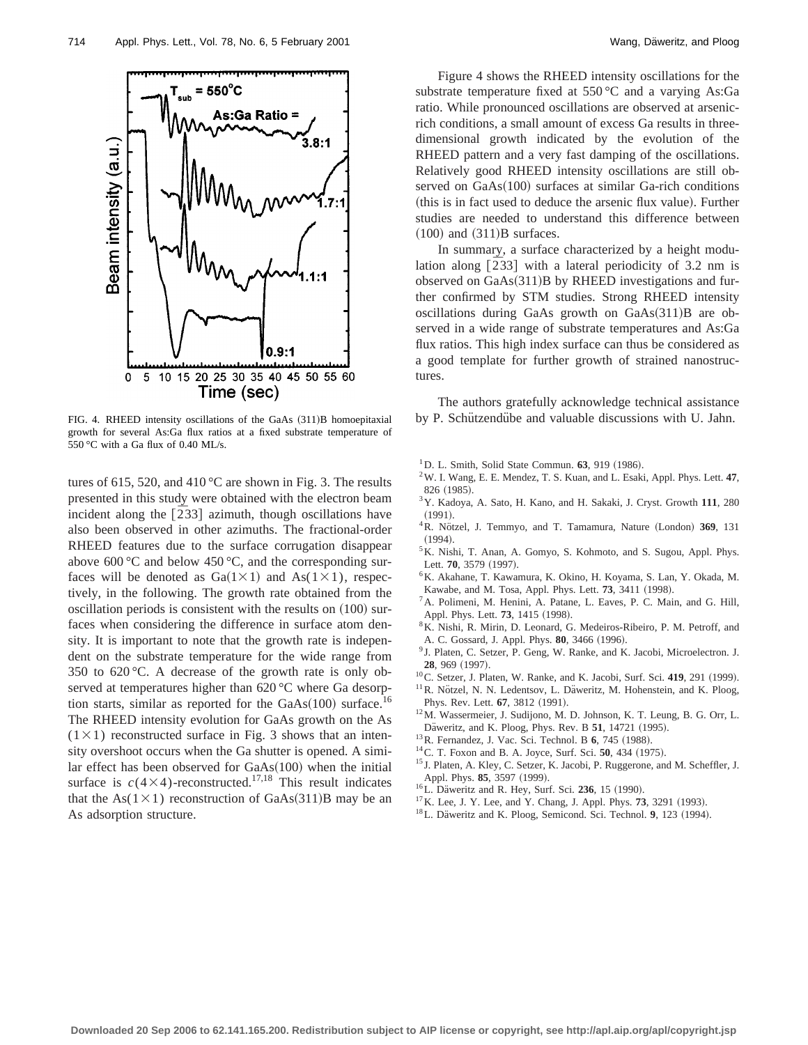T$_{sub}$ = 550°C

As:Ga Ratio =

3.8:1

1.7:1

1.1:1

0.9:1

Beam intensity (a.u.)

0 5 10 15 20 25 30 35 40 45 50 55 60

Time (sec)

FIG. 4. RHEED intensity oscillations of the GaAs (311)B homoepitaxial growth for several As:Ga flux ratios at a fixed substrate temperature of 550 °C with a Ga flux of 0.40 ML/s.

tures of 615, 520, and 410 °C are shown in Fig. 3. The results presented in this study were obtained with the electron beam incident along the $[\bar{2}33]$ azimuth, though oscillations have also been observed in other azimuths. The fractional-order RHEED features due to the surface corrugation disappear above 600 °C and below 450 °C, and the corresponding surfaces will be denoted as Ga$(1\times1)$ and As$(1\times1)$, respectively, in the following. The growth rate obtained from the oscillation periods is consistent with the results on (100) surfaces when considering the difference in surface atom density. It is important to note that the growth rate is independent on the substrate temperature for the wide range from 350 to 620 °C. A decrease of the growth rate is only observed at temperatures higher than 620 °C where Ga desorption starts, similar as reported for the GaAs(100) surface.[16] The RHEED intensity evolution for GaAs growth on the As $(1\times1)$ reconstructed surface in Fig. 3 shows that an intensity overshoot occurs when the Ga shutter is opened. A similar effect has been observed for GaAs(100) when the initial surface is $c(4\times4)$-reconstructed.[17,18] This result indicates that the As$(1\times1)$ reconstruction of GaAs(311)B may be an As adsorption structure.

Figure 4 shows the RHEED intensity oscillations for the substrate temperature fixed at 550 °C and a varying As:Ga ratio. While pronounced oscillations are observed at arsenic-rich conditions, a small amount of excess Ga results in three-dimensional growth indicated by the evolution of the RHEED pattern and a very fast damping of the oscillations. Relatively good RHEED intensity oscillations are still observed on GaAs(100) surfaces at similar Ga-rich conditions (this is in fact used to deduce the arsenic flux value). Further studies are needed to understand this difference between (100) and (311)B surfaces.

In summary, a surface characterized by a height modulation along $[\bar{2}33]$ with a lateral periodicity of 3.2 nm is observed on GaAs(311)B by RHEED investigations and further confirmed by STM studies. Strong RHEED intensity oscillations during GaAs growth on GaAs(311)B are observed in a wide range of substrate temperatures and As:Ga flux ratios. This high index surface can thus be considered as a good template for further growth of strained nanostructures.

The authors gratefully acknowledge technical assistance by P. Schützendübe and valuable discussions with U. Jahn.

[1] D. L. Smith, Solid State Commun. **63**, 919 (1986).
[2] W. I. Wang, E. E. Mendez, T. S. Kuan, and L. Esaki, Appl. Phys. Lett. **47**, 826 (1985).
[3] Y. Kadoya, A. Sato, H. Kano, and H. Sakaki, J. Cryst. Growth **111**, 280 (1991).
[4] R. Nötzel, J. Temmyo, and T. Tamamura, Nature (London) **369**, 131 (1994).
[5] K. Nishi, T. Anan, A. Gomyo, S. Kohmoto, and S. Sugou, Appl. Phys. Lett. **70**, 3579 (1997).
[6] K. Akahane, T. Kawamura, K. Okino, H. Koyama, S. Lan, Y. Okada, M. Kawabe, and M. Tosa, Appl. Phys. Lett. **73**, 3411 (1998).
[7] A. Polimeni, M. Henini, A. Patane, L. Eaves, P. C. Main, and G. Hill, Appl. Phys. Lett. **73**, 1415 (1998).
[8] K. Nishi, R. Mirin, D. Leonard, G. Medeiros-Ribeiro, P. M. Petroff, and A. C. Gossard, J. Appl. Phys. **80**, 3466 (1996).
[9] J. Platen, C. Setzer, P. Geng, W. Ranke, and K. Jacobi, Microelectron. J. **28**, 969 (1997).
[10] C. Setzer, J. Platen, W. Ranke, and K. Jacobi, Surf. Sci. **419**, 291 (1999).
[11] R. Nötzel, N. N. Ledentsov, L. Däweritz, M. Hohenstein, and K. Ploog, Phys. Rev. Lett. **67**, 3812 (1991).
[12] M. Wassermeier, J. Sudijono, M. D. Johnson, K. T. Leung, B. G. Orr, L. Däweritz, and K. Ploog, Phys. Rev. B **51**, 14721 (1995).
[13] R. Fernandez, J. Vac. Sci. Technol. B **6**, 745 (1988).
[14] C. T. Foxon and B. A. Joyce, Surf. Sci. **50**, 434 (1975).
[15] J. Platen, A. Kley, C. Setzer, K. Jacobi, P. Ruggerone, and M. Scheffler, J. Appl. Phys. **85**, 3597 (1999).
[16] L. Däweritz and R. Hey, Surf. Sci. **236**, 15 (1990).
[17] K. Lee, J. Y. Lee, and Y. Chang, J. Appl. Phys. **73**, 3291 (1993).
[18] L. Däweritz and K. Ploog, Semicond. Sci. Technol. **9**, 123 (1994).